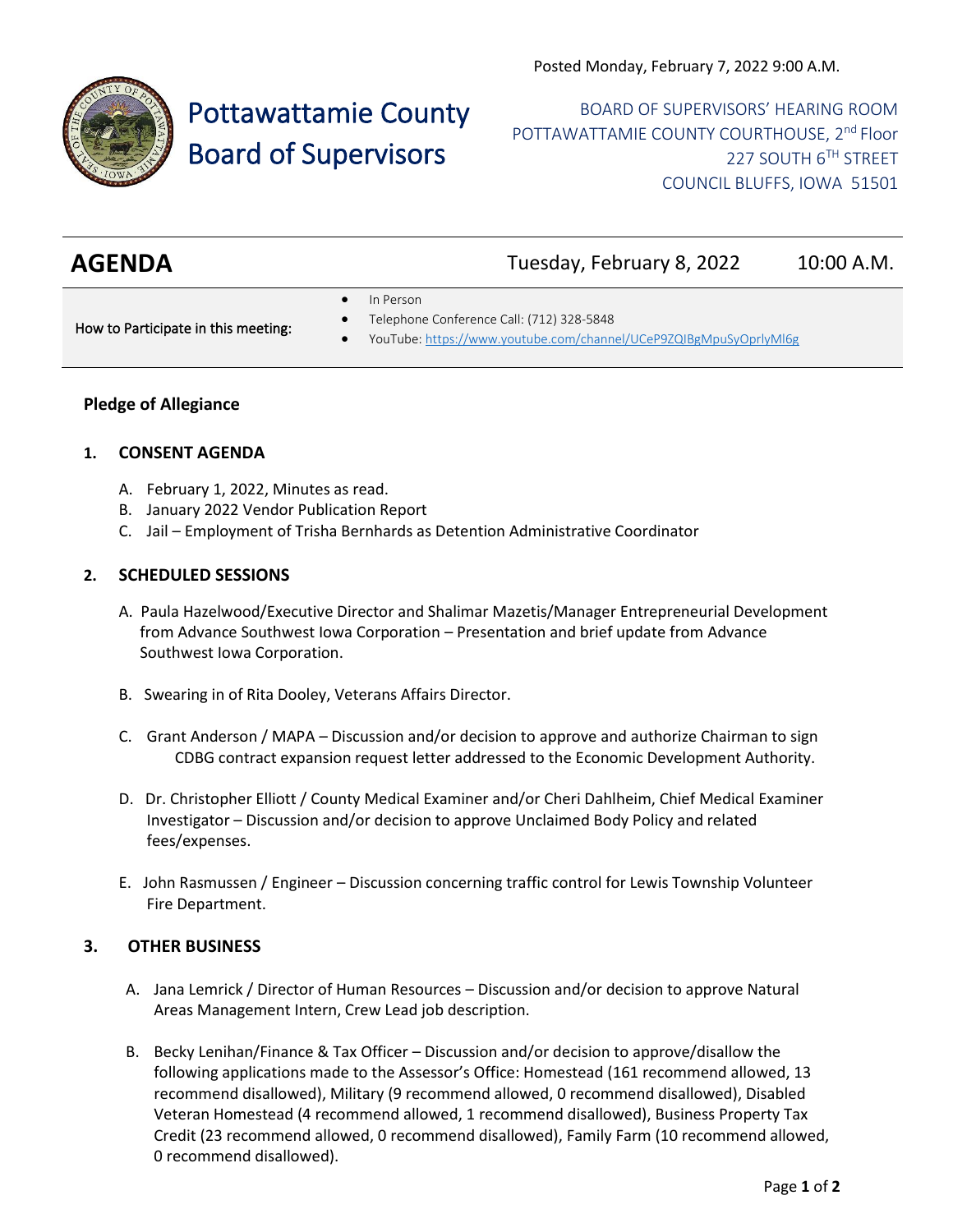Posted Monday, February 7, 2022 9:00 A.M.

# Pottawattamie County Board of Supervisors

BOARD OF SUPERVISORS' HEARING ROOM
POTTAWATTAMIE COUNTY COURTHOUSE, 2nd Floor
227 SOUTH 6TH STREET
COUNCIL BLUFFS, IOWA 51501

## AGENDA

Tuesday, February 8, 2022 10:00 A.M.

How to Participate in this meeting:

- In Person
- Telephone Conference Call: (712) 328-5848
- YouTube: https://www.youtube.com/channel/UCeP9ZQIBgMpuSyOprlyMl6g

**Pledge of Allegiance**

### 1. CONSENT AGENDA

A. February 1, 2022, Minutes as read.
B. January 2022 Vendor Publication Report
C. Jail – Employment of Trisha Bernhards as Detention Administrative Coordinator

### 2. SCHEDULED SESSIONS

A. Paula Hazelwood/Executive Director and Shalimar Mazetis/Manager Entrepreneurial Development from Advance Southwest Iowa Corporation – Presentation and brief update from Advance Southwest Iowa Corporation.

B. Swearing in of Rita Dooley, Veterans Affairs Director.

C. Grant Anderson / MAPA – Discussion and/or decision to approve and authorize Chairman to sign CDBG contract expansion request letter addressed to the Economic Development Authority.

D. Dr. Christopher Elliott / County Medical Examiner and/or Cheri Dahlheim, Chief Medical Examiner Investigator – Discussion and/or decision to approve Unclaimed Body Policy and related fees/expenses.

E. John Rasmussen / Engineer – Discussion concerning traffic control for Lewis Township Volunteer Fire Department.

### 3. OTHER BUSINESS

A. Jana Lemrick / Director of Human Resources – Discussion and/or decision to approve Natural Areas Management Intern, Crew Lead job description.

B. Becky Lenihan/Finance & Tax Officer – Discussion and/or decision to approve/disallow the following applications made to the Assessor's Office: Homestead (161 recommend allowed, 13 recommend disallowed), Military (9 recommend allowed, 0 recommend disallowed), Disabled Veteran Homestead (4 recommend allowed, 1 recommend disallowed), Business Property Tax Credit (23 recommend allowed, 0 recommend disallowed), Family Farm (10 recommend allowed, 0 recommend disallowed).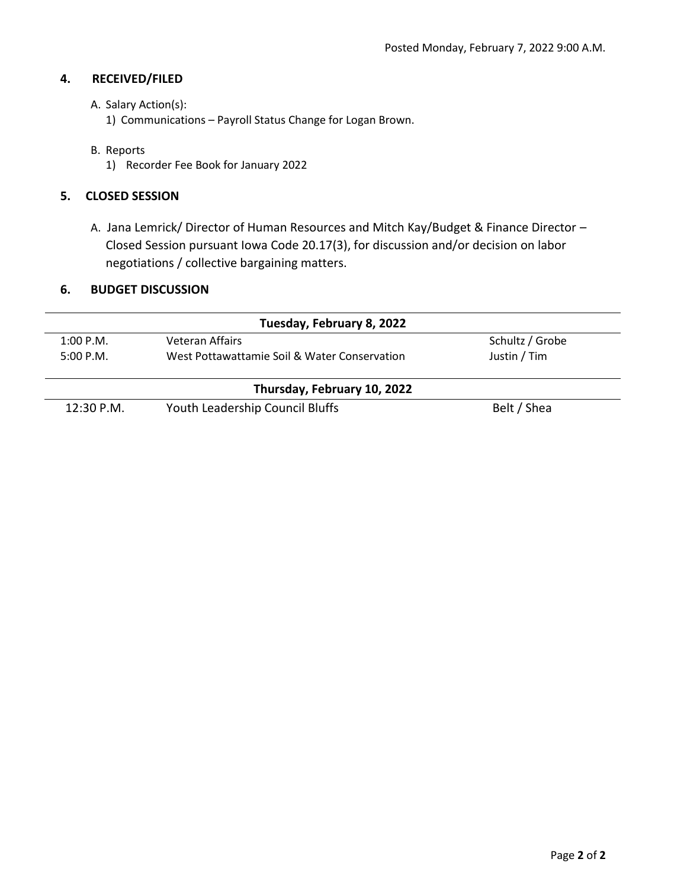Posted Monday, February 7, 2022 9:00 A.M.

## 4. RECEIVED/FILED

A. Salary Action(s):
   1) Communications – Payroll Status Change for Logan Brown.

B. Reports
   1) Recorder Fee Book for January 2022

## 5. CLOSED SESSION

A. Jana Lemrick/ Director of Human Resources and Mitch Kay/Budget & Finance Director – Closed Session pursuant Iowa Code 20.17(3), for discussion and/or decision on labor negotiations / collective bargaining matters.

## 6. BUDGET DISCUSSION

| | | |
|---|---|---|
| **Tuesday, February 8, 2022** | | |
| 1:00 P.M. | Veteran Affairs | Schultz / Grobe |
| 5:00 P.M. | West Pottawattamie Soil & Water Conservation | Justin / Tim |
| **Thursday, February 10, 2022** | | |
| 12:30 P.M. | Youth Leadership Council Bluffs | Belt / Shea |